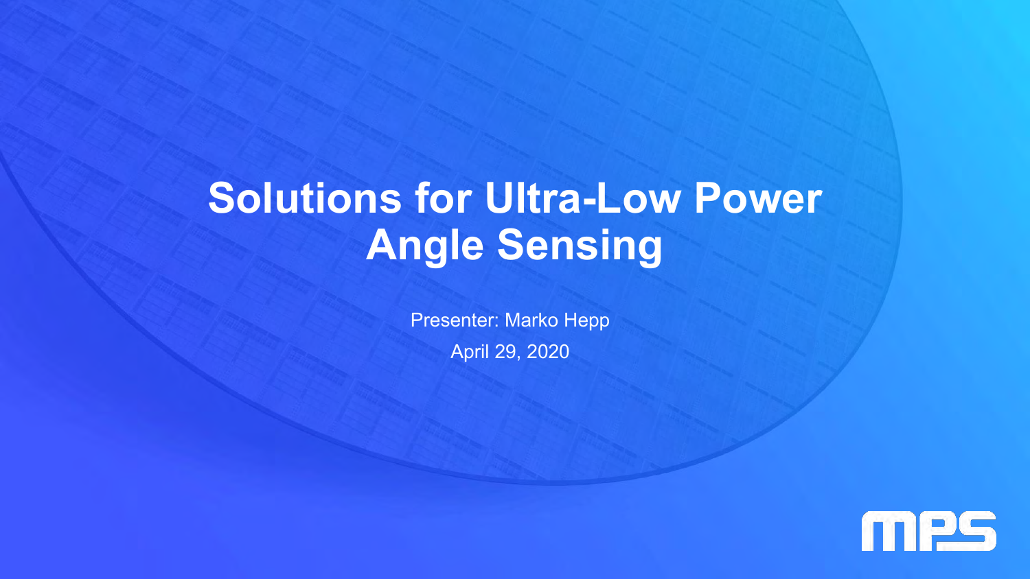# Solutions for Ultra-Low Power Angle Sensing

Presenter: Marko Hepp

April 29, 2020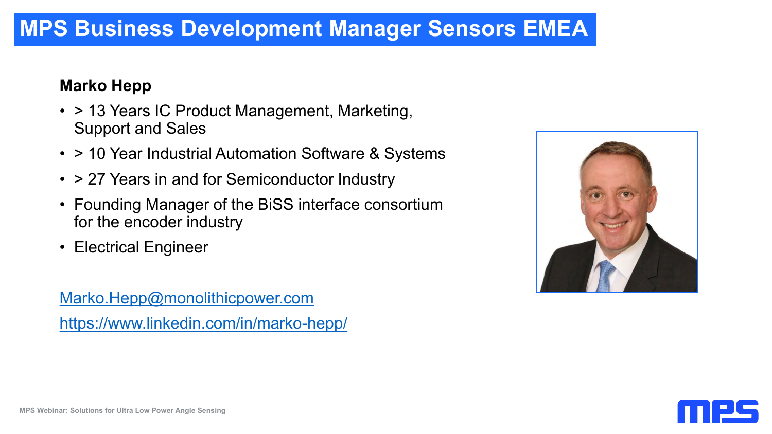# MPS Business Development Manager Sensors EMEA

**Marko Hepp**

- > 13 Years IC Product Management, Marketing, Support and Sales
- > 10 Year Industrial Automation Software & Systems
- > 27 Years in and for Semiconductor Industry
- Founding Manager of the BiSS interface consortium for the encoder industry
- Electrical Engineer

[Marko.Hepp@monolithicpower.com](mailto:Marko.Hepp@monolithicpower.com)

[https://www.linkedin.com/in/marko-hepp/](https://www.linkedin.com/in/marko-hepp/)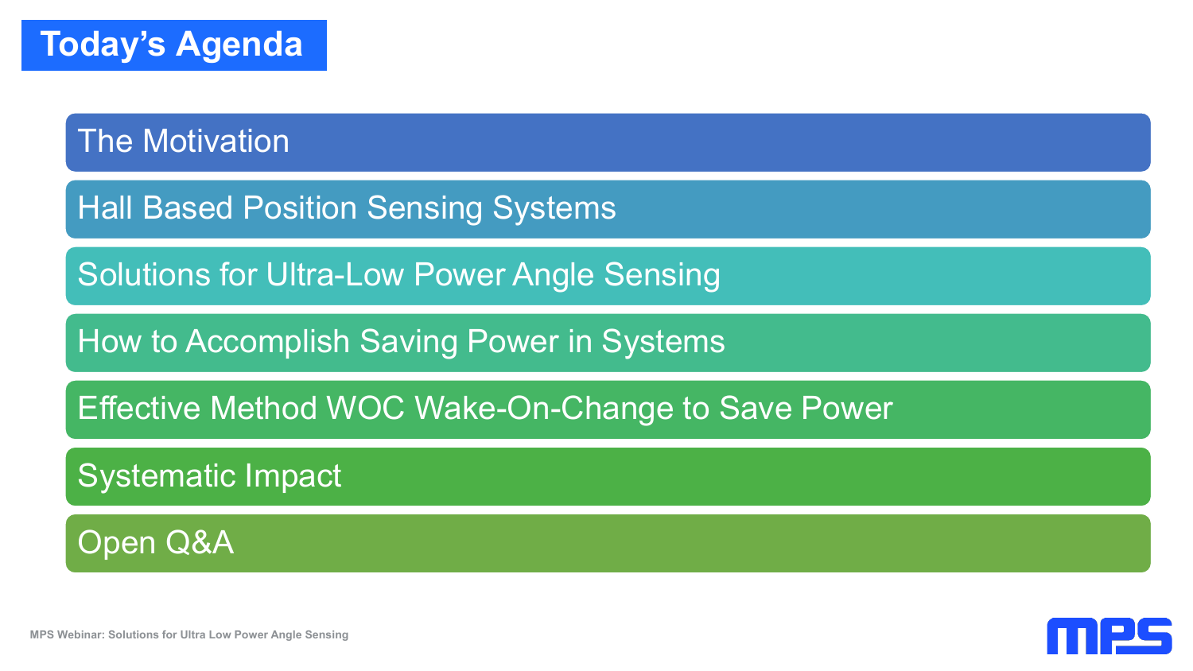# Today's Agenda

- The Motivation
- Hall Based Position Sensing Systems
- Solutions for Ultra-Low Power Angle Sensing
- How to Accomplish Saving Power in Systems
- Effective Method WOC Wake-On-Change to Save Power
- Systematic Impact
- Open Q&A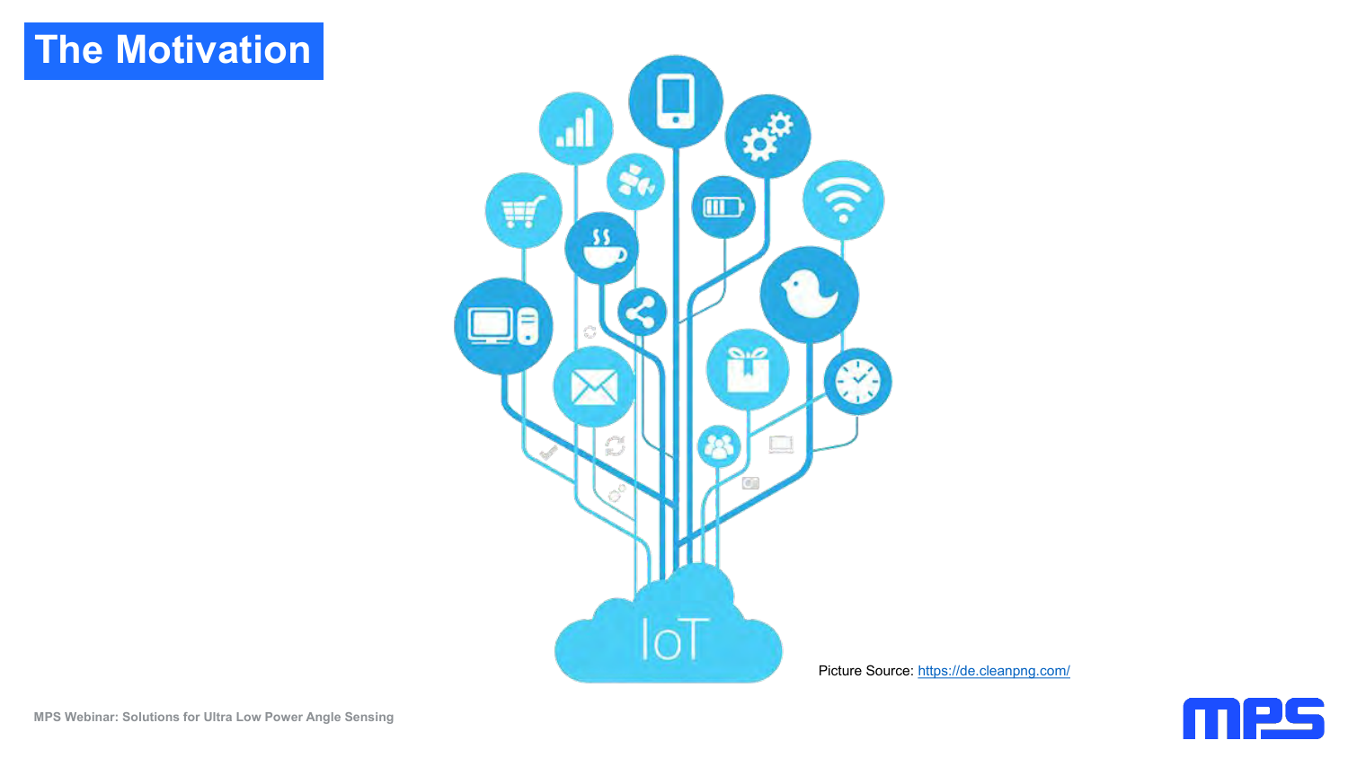# The Motivation

Picture Source: https://de.cleanpng.com/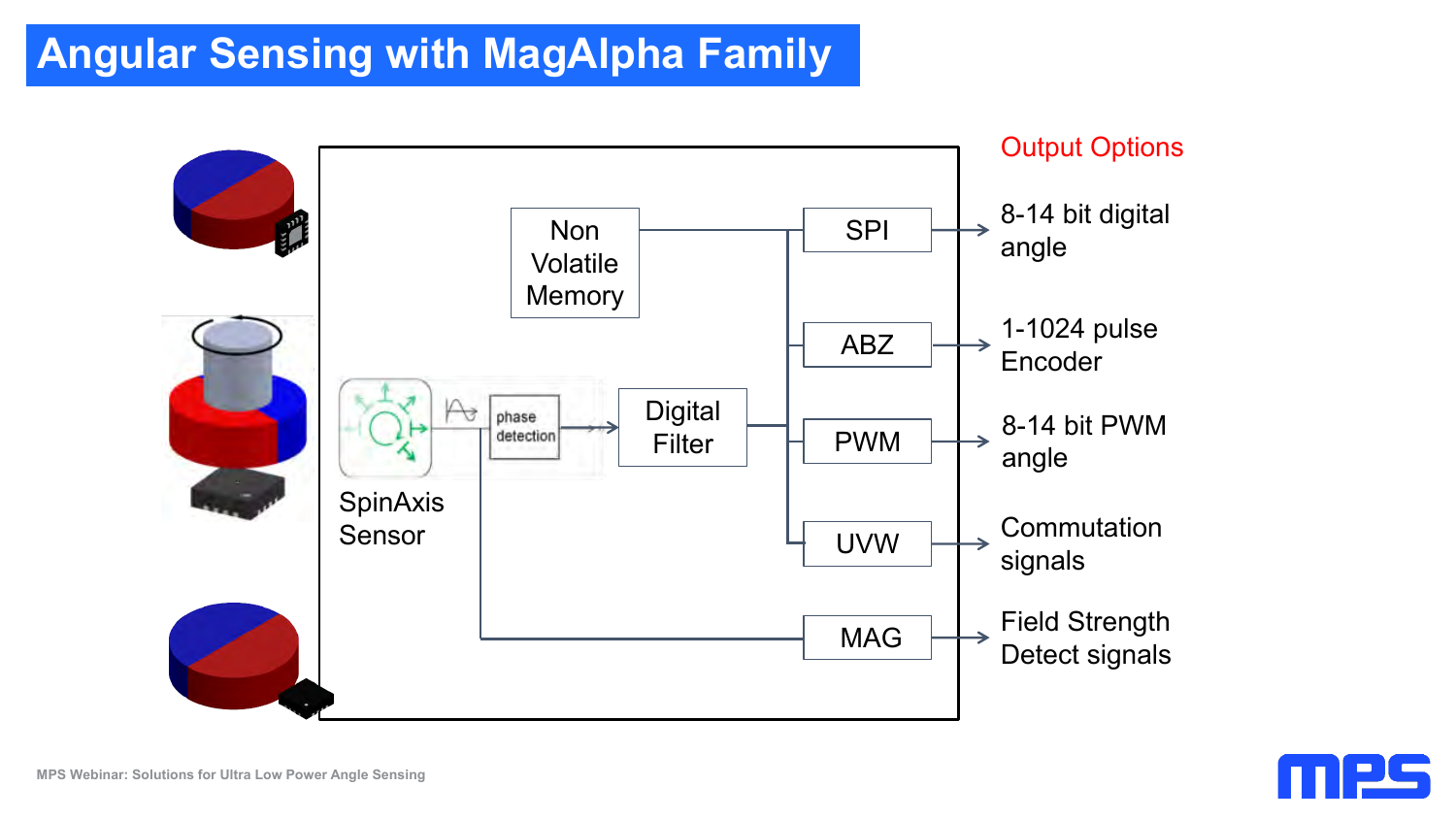# Angular Sensing with MagAlpha Family

Non Volatile Memory

SpinAxis Sensor

phase detection

Digital Filter

SPI

ABZ

PWM

UVW

MAG

Output Options

- 8-14 bit digital angle
- 1-1024 pulse Encoder
- 8-14 bit PWM angle
- Commutation signals
- Field Strength Detect signals

MPS Webinar: Solutions for Ultra Low Power Angle Sensing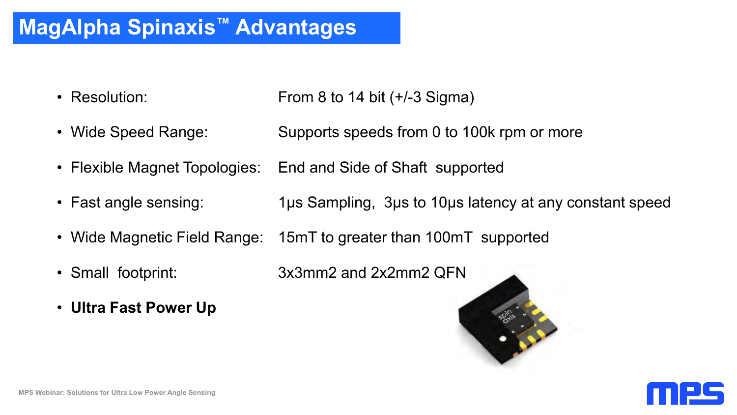# MagAlpha Spinaxis™ Advantages

- Resolution: From 8 to 14 bit (+/-3 Sigma)
- Wide Speed Range: Supports speeds from 0 to 100k rpm or more
- Flexible Magnet Topologies: End and Side of Shaft supported
- Fast angle sensing: 1µs Sampling, 3µs to 10µs latency at any constant speed
- Wide Magnetic Field Range: 15mT to greater than 100mT supported
- Small footprint: 3x3mm2 and 2x2mm2 QFN
- **Ultra Fast Power Up**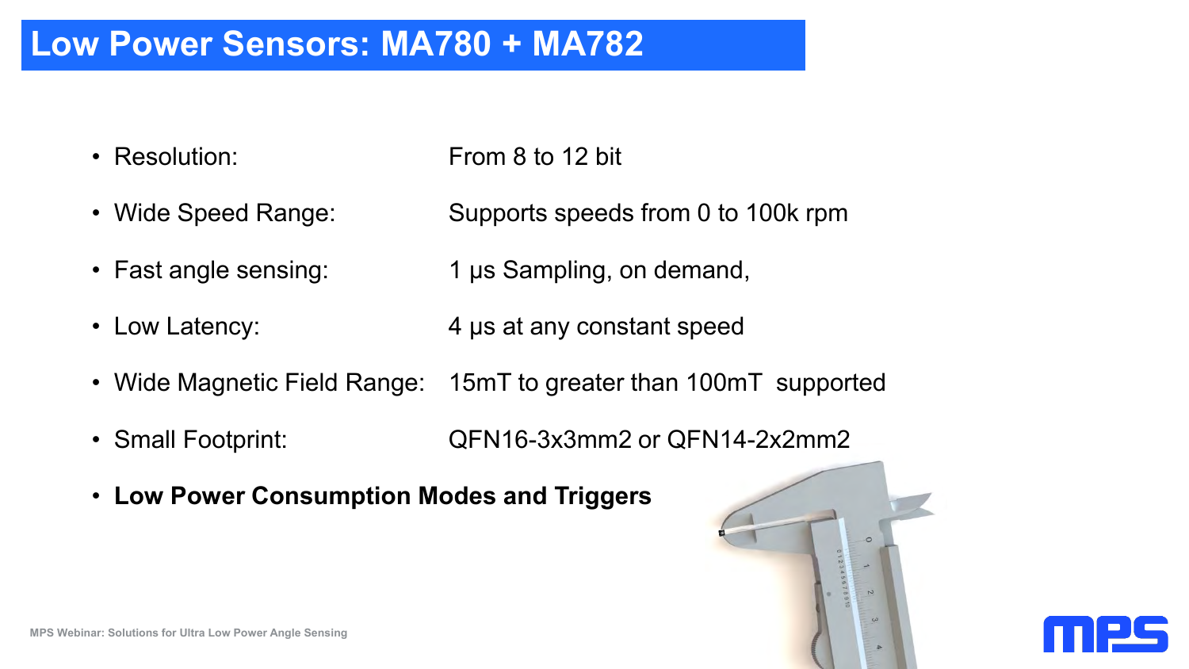# Low Power Sensors: MA780 + MA782

- Resolution: From 8 to 12 bit
- Wide Speed Range: Supports speeds from 0 to 100k rpm
- Fast angle sensing: 1 µs Sampling, on demand,
- Low Latency: 4 µs at any constant speed
- Wide Magnetic Field Range: 15mT to greater than 100mT supported
- Small Footprint: QFN16-3x3mm2 or QFN14-2x2mm2
- **Low Power Consumption Modes and Triggers**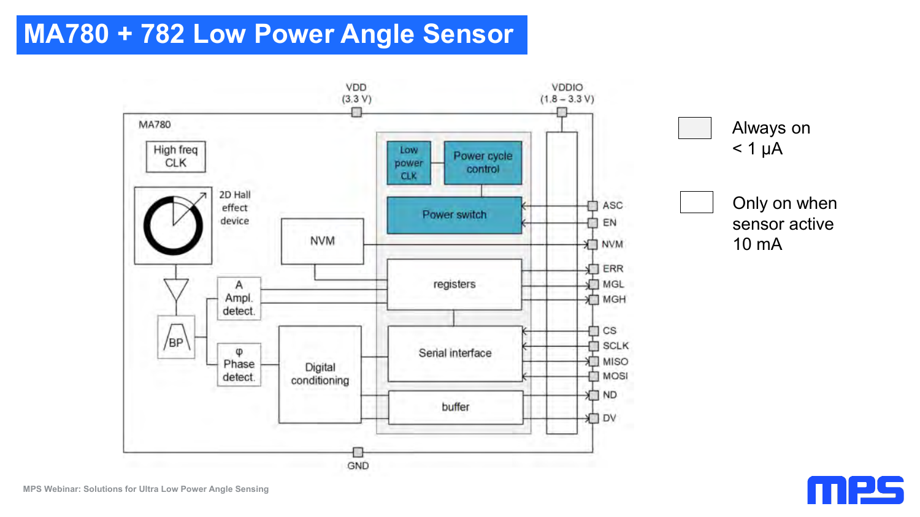# MA780 + 782 Low Power Angle Sensor

MA780

High freq CLK

2D Hall effect device

NVM

A Ampl. detect.

φ Phase detect.

BP

Digital conditioning

Low power CLK

Power cycle control

Power switch

registers

Serial interface

buffer

VDD (3.3 V)

VDDIO (1.8 – 3.3 V)

GND

ASC, EN, NVM, ERR, MGL, MGH, CS, SCLK, MISO, MOSI, ND, DV

Always on
< 1 μA

Only on when sensor active
10 mA

MPS Webinar: Solutions for Ultra Low Power Angle Sensing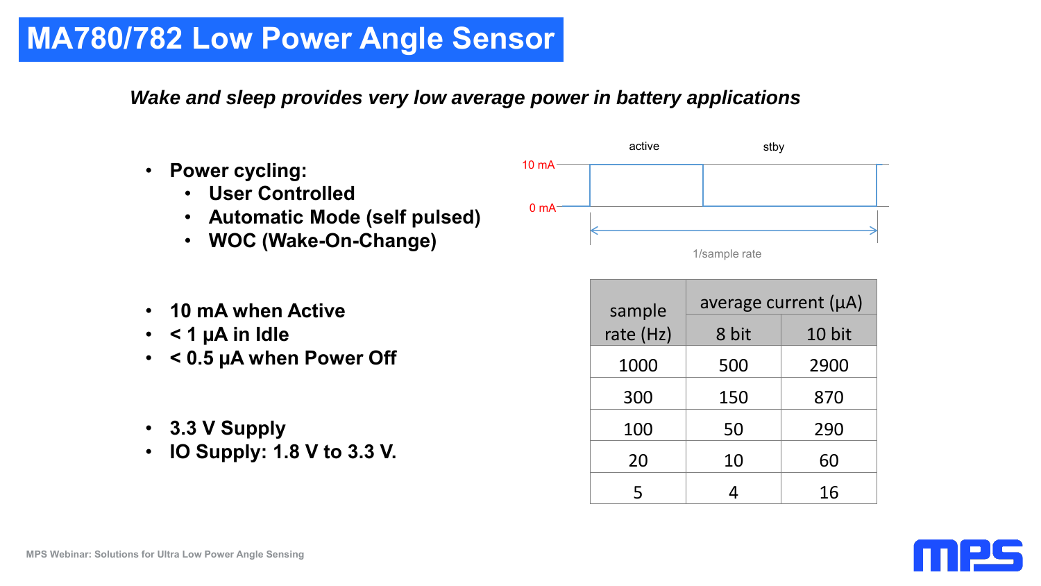# MA780/782 Low Power Angle Sensor

***Wake and sleep provides very low average power in battery applications***

- **Power cycling:**
  - **User Controlled**
  - **Automatic Mode (self pulsed)**
  - **WOC (Wake-On-Change)**

- **10 mA when Active**
- **< 1 µA in Idle**
- **< 0.5 µA when Power Off**

- **3.3 V Supply**
- **IO Supply: 1.8 V to 3.3 V.**

active stby

10 mA

0 mA

1/sample rate

| sample rate (Hz) | average current (µA) | |
|---|---|---|
| | 8 bit | 10 bit |
| 1000 | 500 | 2900 |
| 300 | 150 | 870 |
| 100 | 50 | 290 |
| 20 | 10 | 60 |
| 5 | 4 | 16 |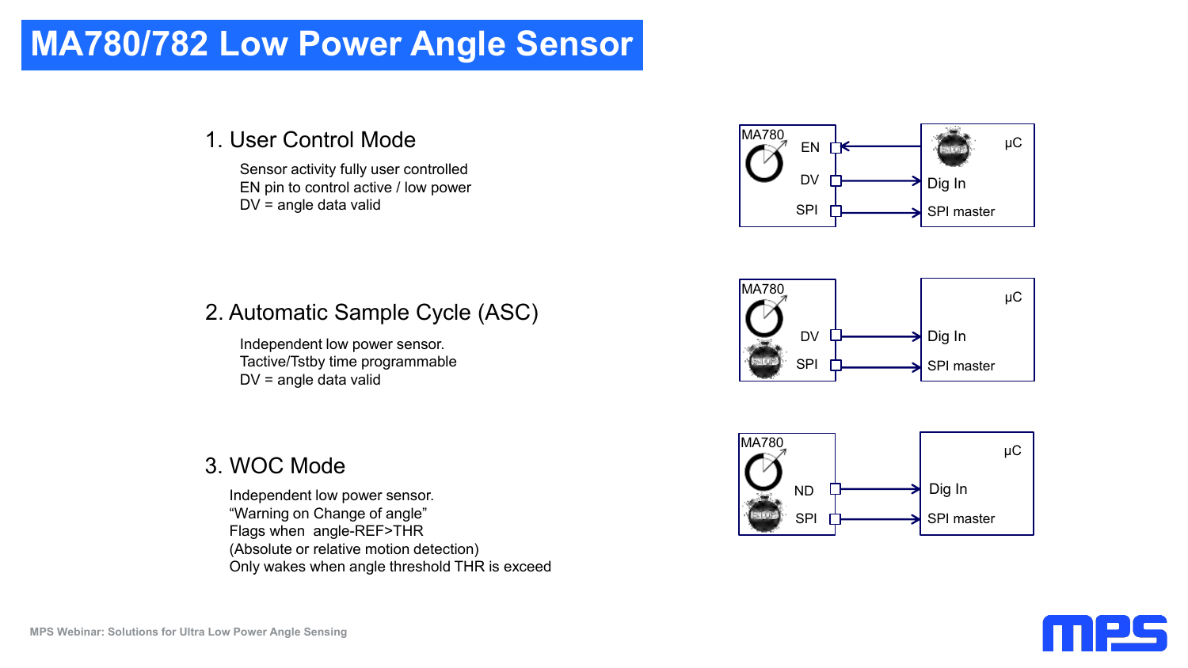# MA780/782 Low Power Angle Sensor

## 1. User Control Mode

Sensor activity fully user controlled
EN pin to control active / low power
DV = angle data valid

MA780: EN ← μC; DV → Dig In; SPI → SPI master

## 2. Automatic Sample Cycle (ASC)

Independent low power sensor.
Tactive/Tstby time programmable
DV = angle data valid

MA780: DV → Dig In; SPI → SPI master (μC)

## 3. WOC Mode

Independent low power sensor.
"Warning on Change of angle"
Flags when angle-REF>THR
(Absolute or relative motion detection)
Only wakes when angle threshold THR is exceed

MA780: ND → Dig In; SPI → SPI master (μC)

MPS Webinar: Solutions for Ultra Low Power Angle Sensing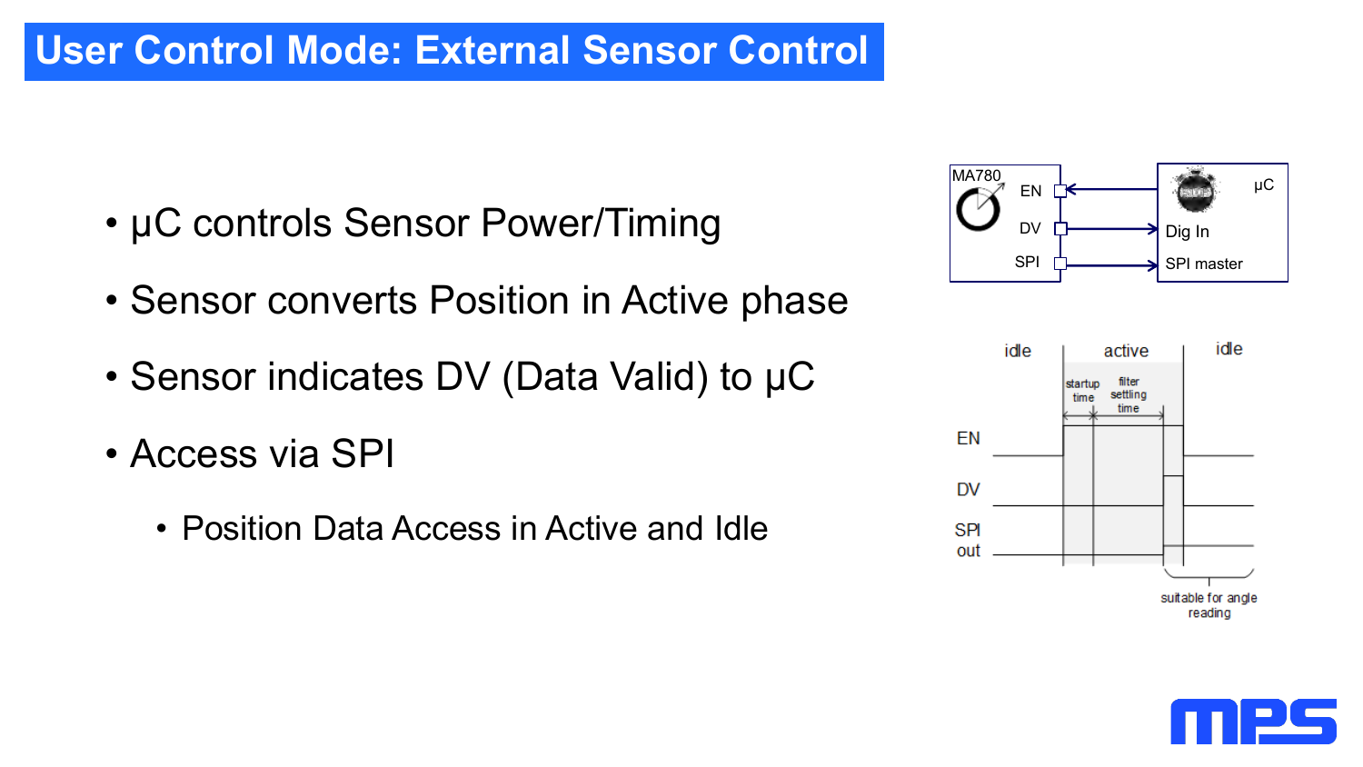# User Control Mode: External Sensor Control

- µC controls Sensor Power/Timing
- Sensor converts Position in Active phase
- Sensor indicates DV (Data Valid) to µC
- Access via SPI
  - Position Data Access in Active and Idle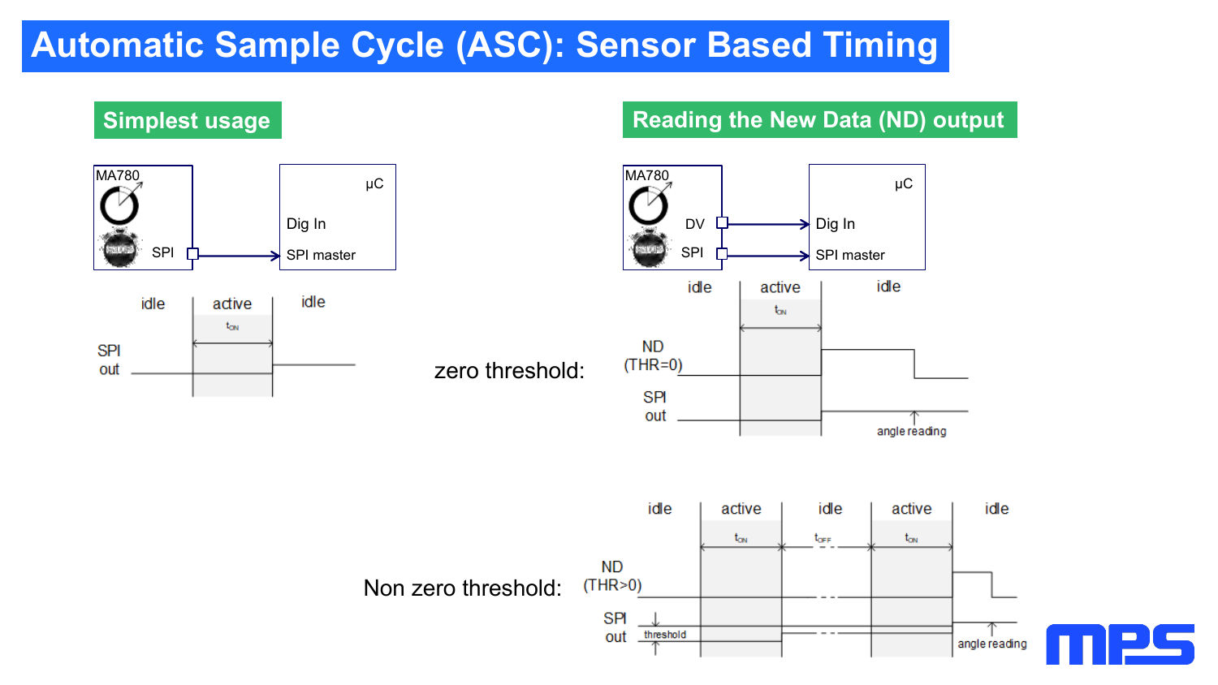# Automatic Sample Cycle (ASC): Sensor Based Timing

## Simplest usage

MA780

SPI

μC

Dig In

SPI master

idle | active | idle

$t_{ON}$

SPI out

## Reading the New Data (ND) output

MA780

DV

SPI

μC

Dig In

SPI master

zero threshold:

idle | active | idle

$t_{ON}$

ND (THR=0)

SPI out

angle reading

Non zero threshold:

idle | active | idle | active | idle

$t_{ON}$ | $t_{OFF}$ | $t_{ON}$

ND (THR>0)

SPI out

threshold

angle reading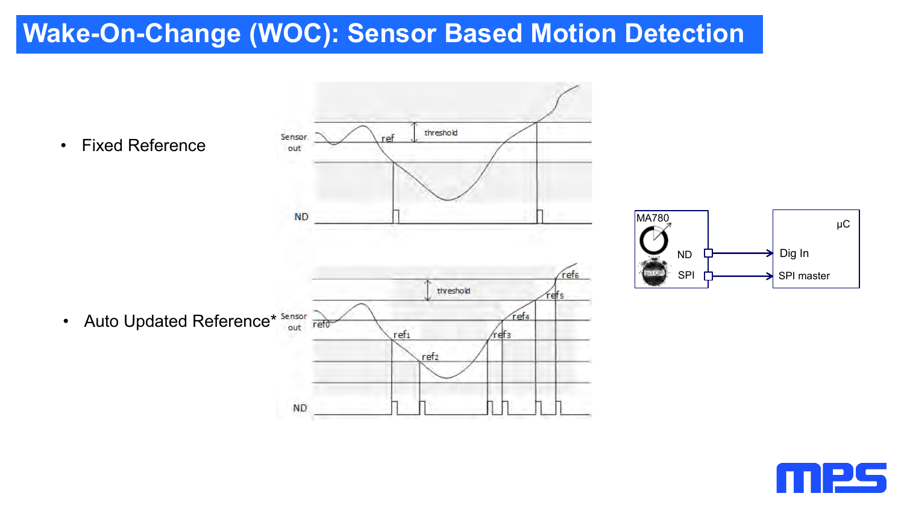# Wake-On-Change (WOC): Sensor Based Motion Detection

- Fixed Reference
- Auto Updated Reference*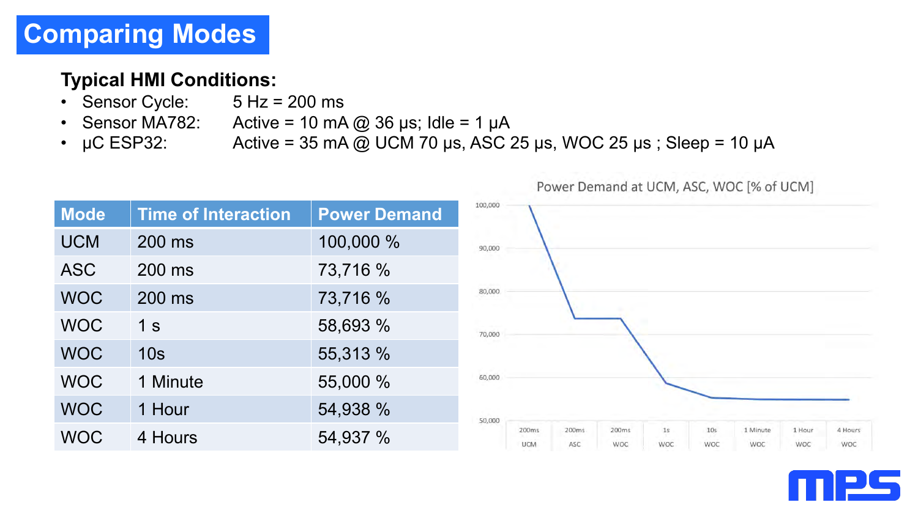# Comparing Modes

**Typical HMI Conditions:**

- Sensor Cycle: 5 Hz = 200 ms
- Sensor MA782: Active = 10 mA @ 36 µs; Idle = 1 µA
- µC ESP32: Active = 35 mA @ UCM 70 µs, ASC 25 µs, WOC 25 µs ; Sleep = 10 µA

| Mode | Time of Interaction | Power Demand |
| --- | --- | --- |
| UCM | 200 ms | 100,000 % |
| ASC | 200 ms | 73,716 % |
| WOC | 200 ms | 73,716 % |
| WOC | 1 s | 58,693 % |
| WOC | 10s | 55,313 % |
| WOC | 1 Minute | 55,000 % |
| WOC | 1 Hour | 54,938 % |
| WOC | 4 Hours | 54,937 % |

Power Demand at UCM, ASC, WOC [% of UCM]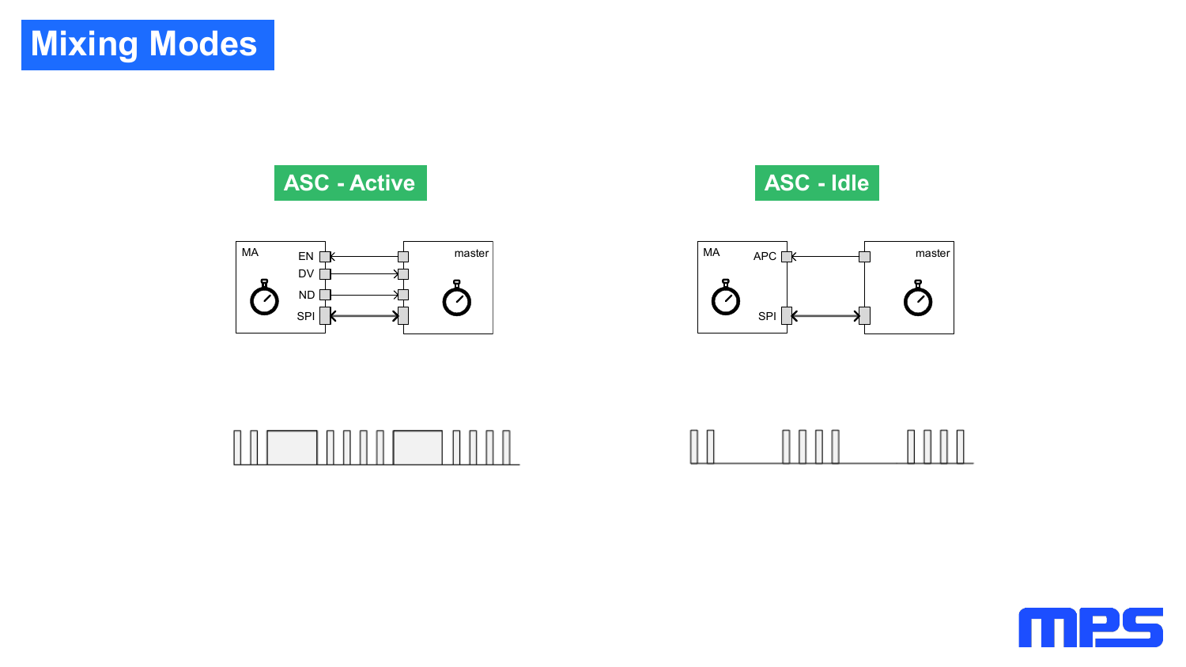# Mixing Modes

## ASC - Active

MA

EN

DV

ND

SPI

master

## ASC - Idle

MA

APC

SPI

master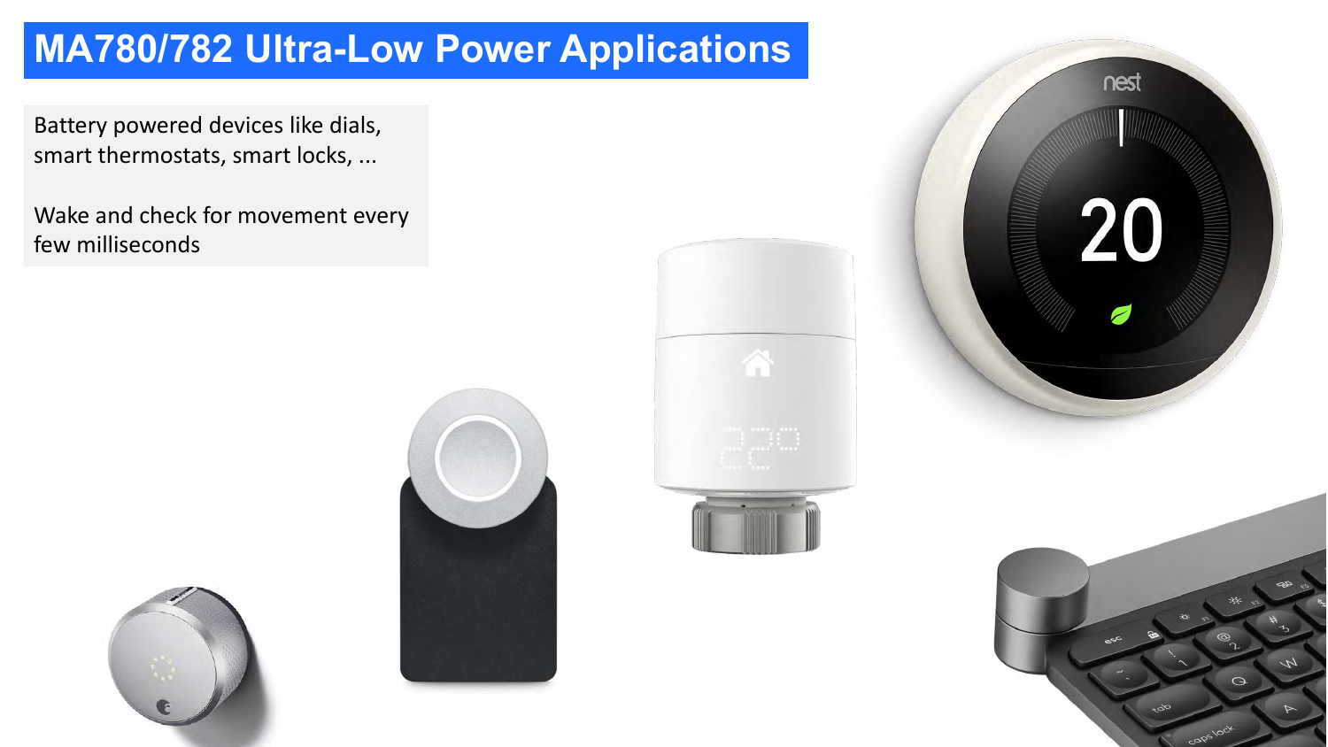# MA780/782 Ultra-Low Power Applications

Battery powered devices like dials, smart thermostats, smart locks, ...

Wake and check for movement every few milliseconds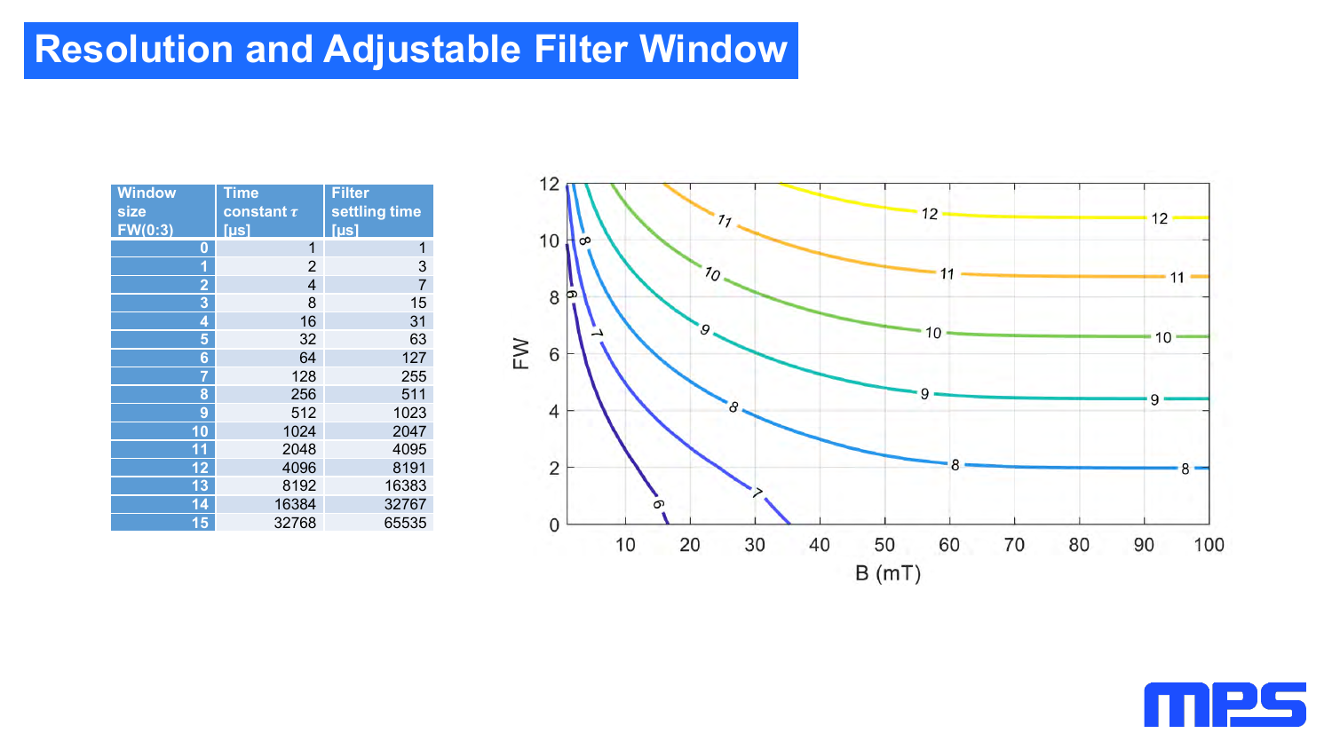# Resolution and Adjustable Filter Window

| Window size FW(0:3) | Time constant $\tau$ [µs] | Filter settling time [µs] |
|---|---|---|
| 0 | 1 | 1 |
| 1 | 2 | 3 |
| 2 | 4 | 7 |
| 3 | 8 | 15 |
| 4 | 16 | 31 |
| 5 | 32 | 63 |
| 6 | 64 | 127 |
| 7 | 128 | 255 |
| 8 | 256 | 511 |
| 9 | 512 | 1023 |
| 10 | 1024 | 2047 |
| 11 | 2048 | 4095 |
| 12 | 4096 | 8191 |
| 13 | 8192 | 16383 |
| 14 | 16384 | 32767 |
| 15 | 32768 | 65535 |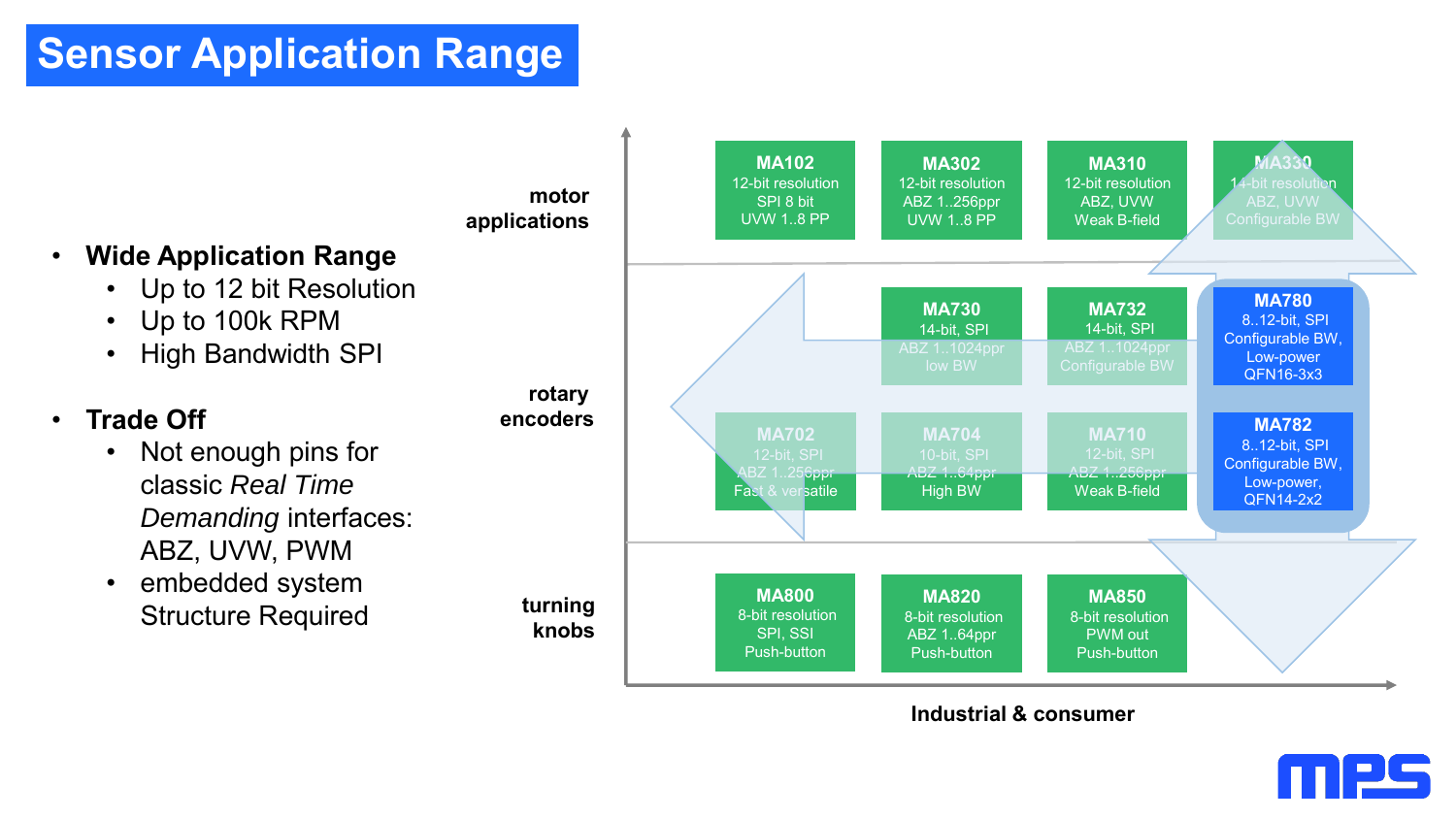# Sensor Application Range

- **Wide Application Range**
  - Up to 12 bit Resolution
  - Up to 100k RPM
  - High Bandwidth SPI
- **Trade Off**
  - Not enough pins for classic *Real Time Demanding* interfaces: ABZ, UVW, PWM
  - embedded system Structure Required

| | | | | |
|---|---|---|---|---|
| **motor applications** | **MA102** 12-bit resolution SPI 8 bit UVW 1..8 PP | **MA302** 12-bit resolution ABZ 1..256ppr UVW 1..8 PP | **MA310** 12-bit resolution ABZ, UVW Weak B-field | **MA330** 14-bit resolution ABZ, UVW Configurable BW |
| **rotary encoders** | | **MA730** 14-bit, SPI ABZ 1..1024ppr low BW | **MA732** 14-bit, SPI ABZ 1..1024ppr Configurable BW | **MA780** 8..12-bit, SPI Configurable BW, Low-power QFN16-3x3 |
| | **MA702** 12-bit, SPI ABZ 1..256ppr Fast & versatile | **MA704** 10-bit, SPI ABZ 1..64ppr High BW | **MA710** 12-bit, SPI ABZ 1..256ppr Weak B-field | **MA782** 8..12-bit, SPI Configurable BW, Low-power, QFN14-2x2 |
| **turning knobs** | **MA800** 8-bit resolution SPI, SSI Push-button | **MA820** 8-bit resolution ABZ 1..64ppr Push-button | **MA850** 8-bit resolution PWM out Push-button | |

Industrial & consumer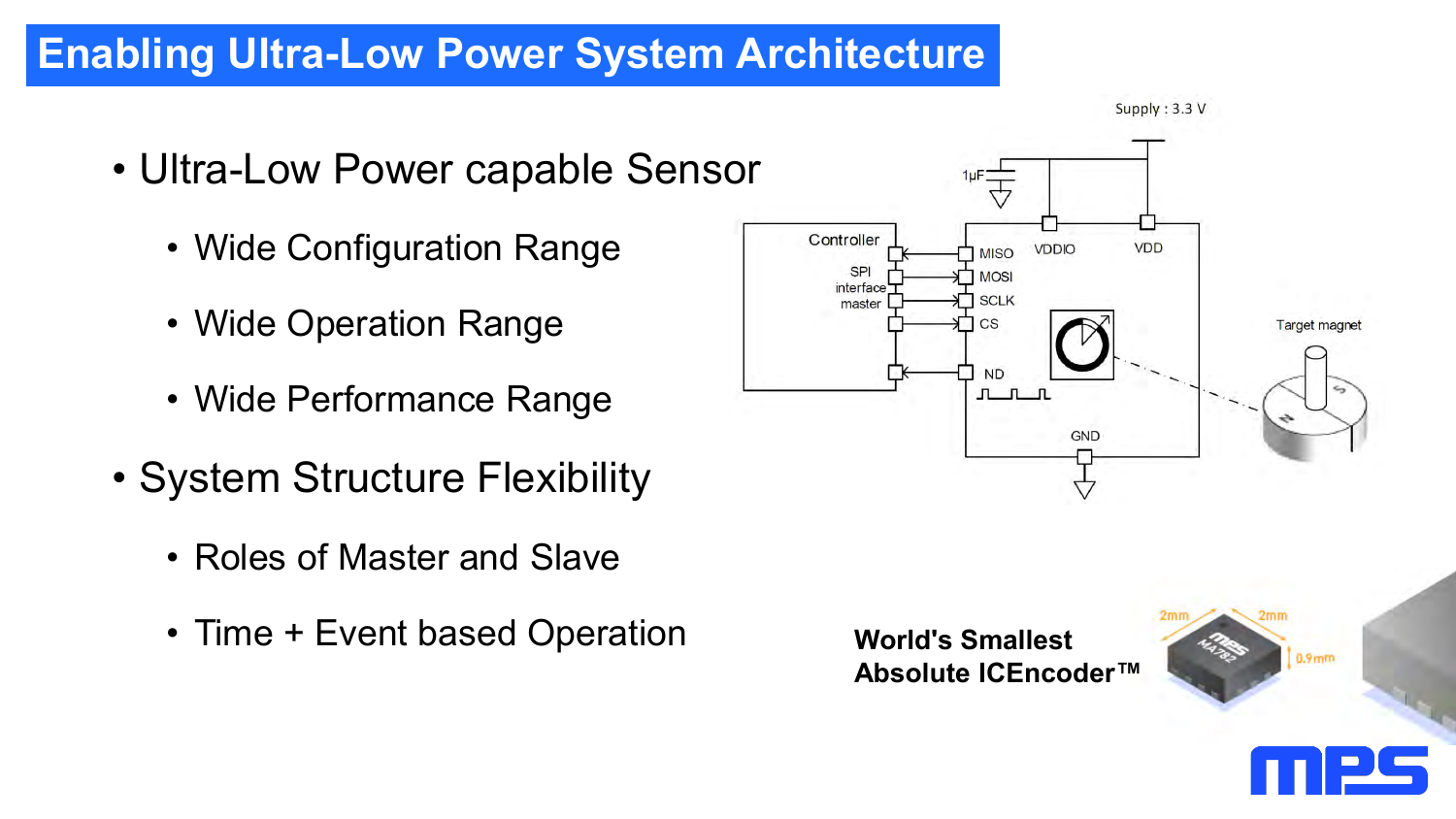# Enabling Ultra-Low Power System Architecture

- Ultra-Low Power capable Sensor
  - Wide Configuration Range
  - Wide Operation Range
  - Wide Performance Range
- System Structure Flexibility
  - Roles of Master and Slave
  - Time + Event based Operation

**World's Smallest Absolute ICEncoder™**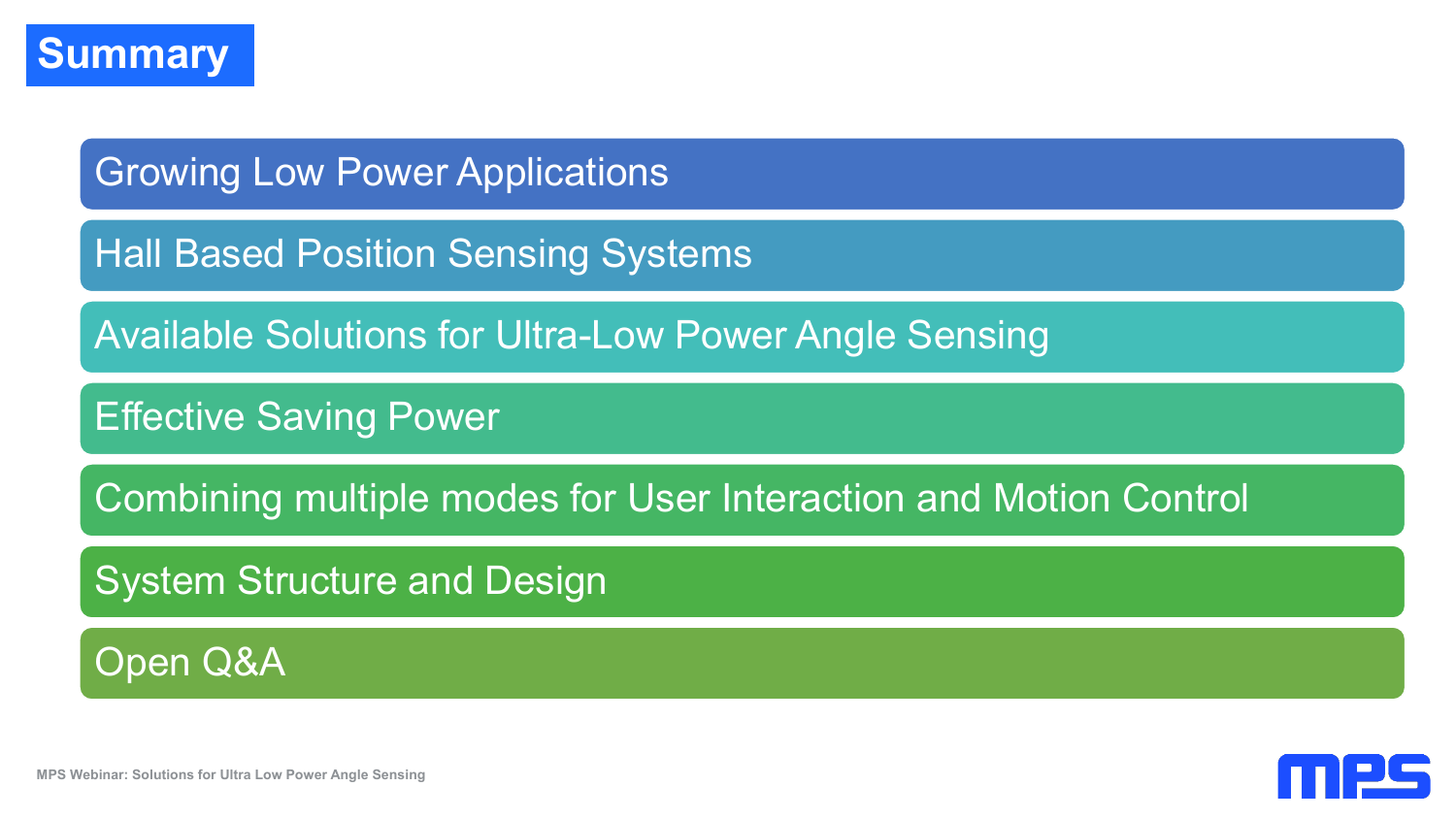# Summary

- Growing Low Power Applications
- Hall Based Position Sensing Systems
- Available Solutions for Ultra-Low Power Angle Sensing
- Effective Saving Power
- Combining multiple modes for User Interaction and Motion Control
- System Structure and Design
- Open Q&A